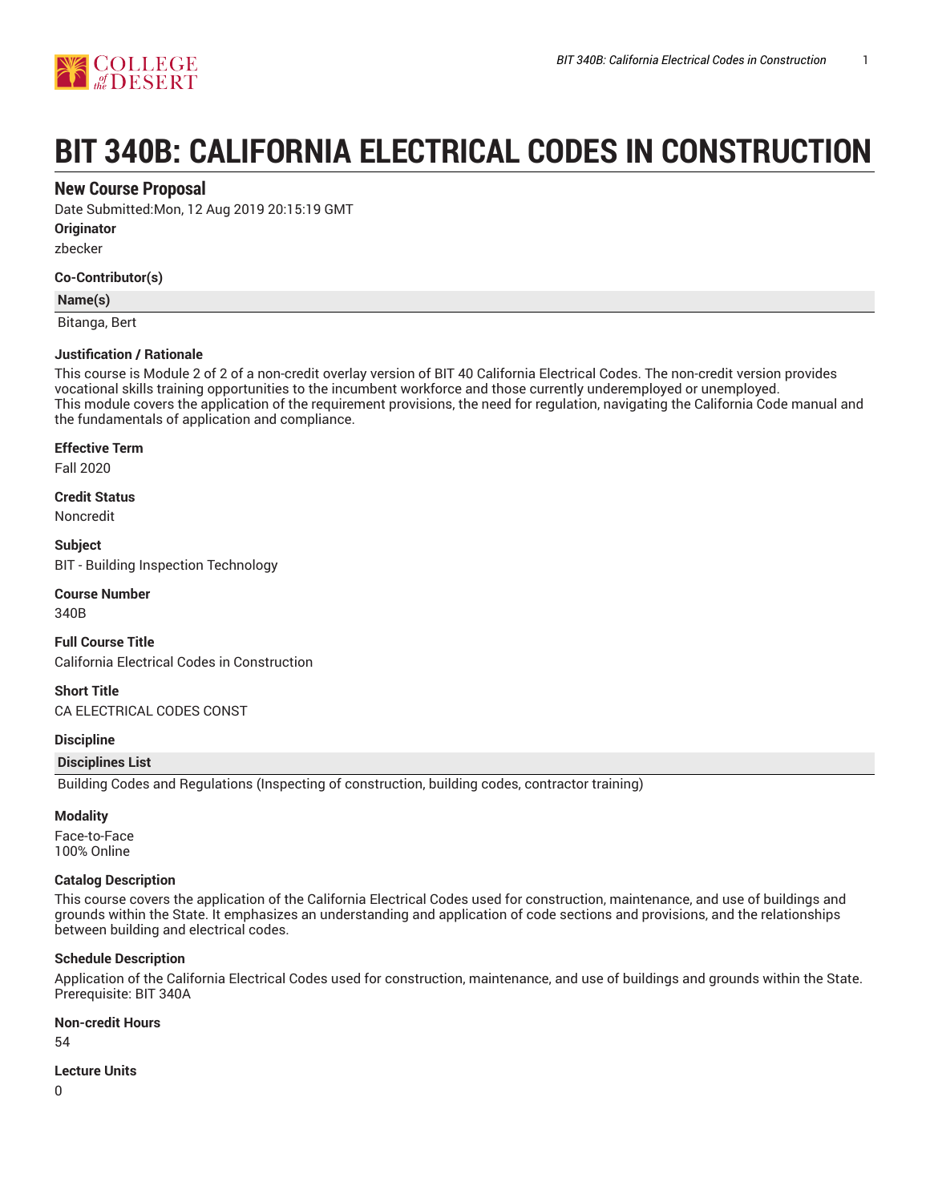# BIT 340B: CALIFORNIA ELECTRICAL CODES IN CONSTRUCTION

## New Course Proposal

Date Submitted:Mon, 12 Aug 2019 20:15:19 GMT

**Originator**

zbecker

**Co-Contributor(s)**

| Name(s) |
| --- |
| Bitanga, Bert |

**Justification / Rationale**

This course is Module 2 of 2 of a non-credit overlay version of BIT 40 California Electrical Codes. The non-credit version provides vocational skills training opportunities to the incumbent workforce and those currently underemployed or unemployed.
This module covers the application of the requirement provisions, the need for regulation, navigating the California Code manual and the fundamentals of application and compliance.

**Effective Term**

Fall 2020

**Credit Status**

Noncredit

**Subject**

BIT - Building Inspection Technology

**Course Number**

340B

**Full Course Title**

California Electrical Codes in Construction

**Short Title**

CA ELECTRICAL CODES CONST

**Discipline**

| Disciplines List |
| --- |
| Building Codes and Regulations (Inspecting of construction, building codes, contractor training) |

**Modality**

Face-to-Face
100% Online

**Catalog Description**

This course covers the application of the California Electrical Codes used for construction, maintenance, and use of buildings and grounds within the State. It emphasizes an understanding and application of code sections and provisions, and the relationships between building and electrical codes.

**Schedule Description**

Application of the California Electrical Codes used for construction, maintenance, and use of buildings and grounds within the State.
Prerequisite: BIT 340A

**Non-credit Hours**

54

**Lecture Units**

0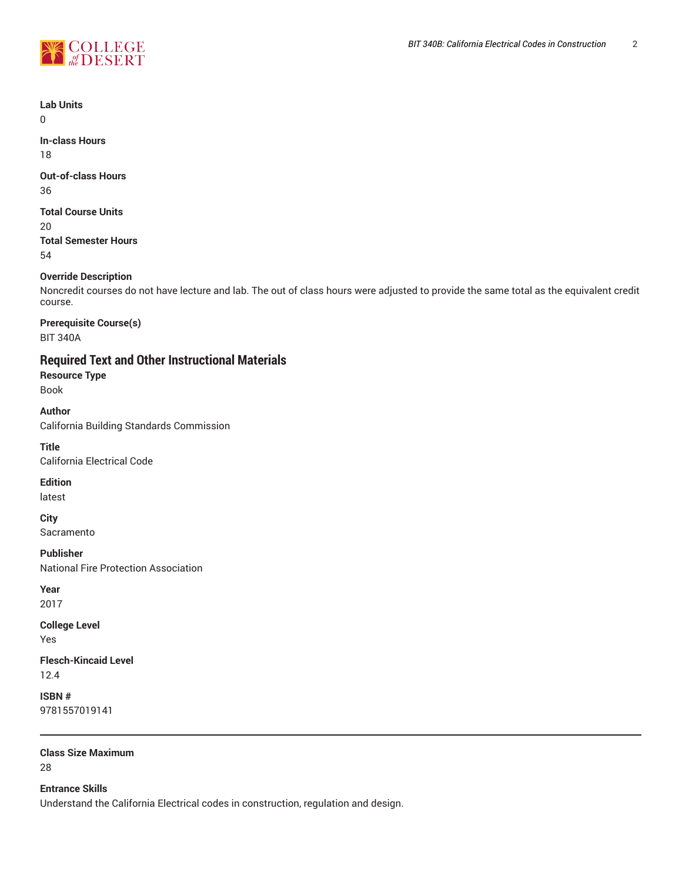**Lab Units**
0

**In-class Hours**
18

**Out-of-class Hours**
36

**Total Course Units**
20

**Total Semester Hours**
54

**Override Description**
Noncredit courses do not have lecture and lab. The out of class hours were adjusted to provide the same total as the equivalent credit course.

**Prerequisite Course(s)**
BIT 340A

## Required Text and Other Instructional Materials

**Resource Type**
Book

**Author**
California Building Standards Commission

**Title**
California Electrical Code

**Edition**
latest

**City**
Sacramento

**Publisher**
National Fire Protection Association

**Year**
2017

**College Level**
Yes

**Flesch-Kincaid Level**
12.4

**ISBN #**
9781557019141

---

**Class Size Maximum**
28

**Entrance Skills**
Understand the California Electrical codes in construction, regulation and design.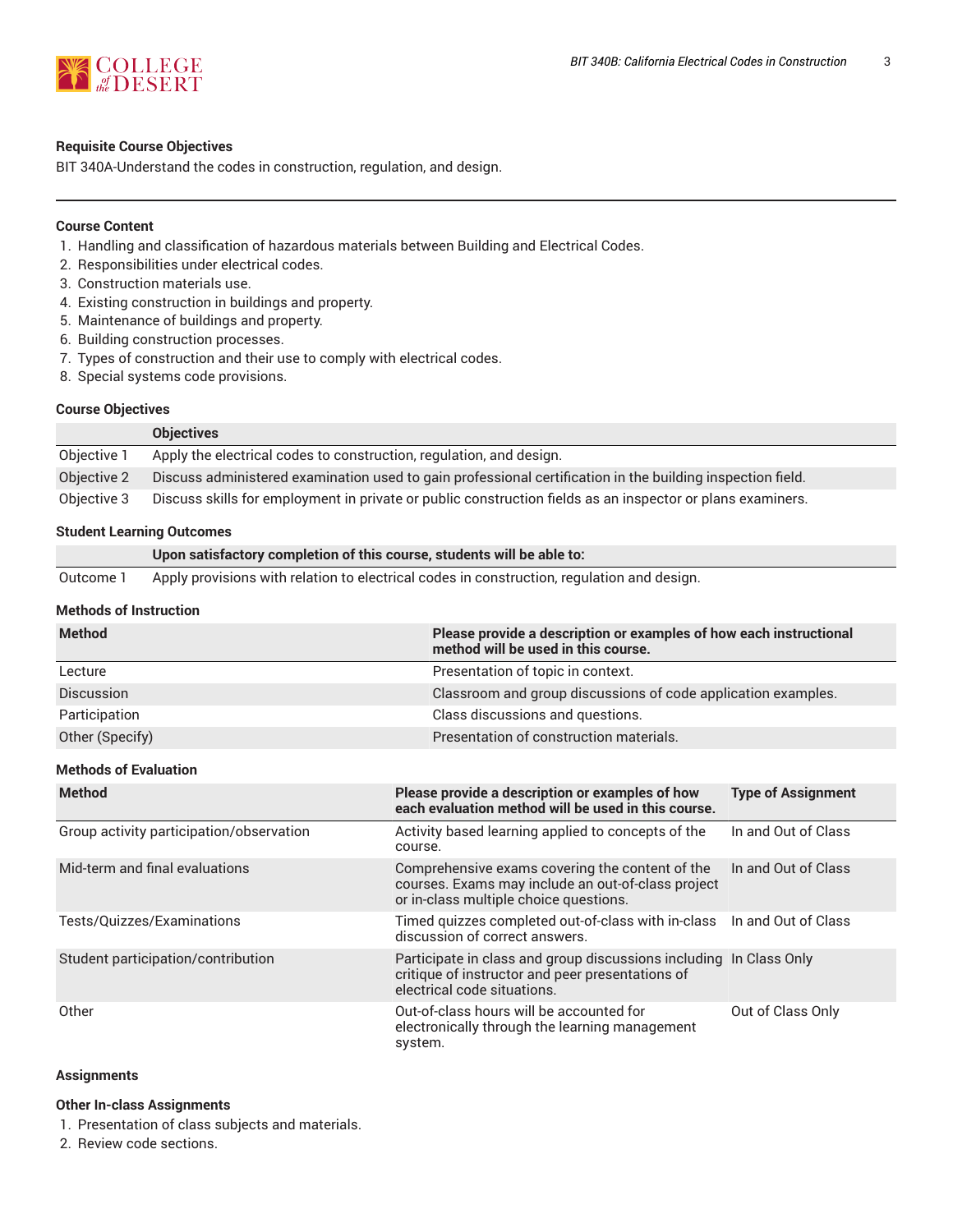### Requisite Course Objectives

BIT 340A-Understand the codes in construction, regulation, and design.

---

### Course Content

1. Handling and classification of hazardous materials between Building and Electrical Codes.
2. Responsibilities under electrical codes.
3. Construction materials use.
4. Existing construction in buildings and property.
5. Maintenance of buildings and property.
6. Building construction processes.
7. Types of construction and their use to comply with electrical codes.
8. Special systems code provisions.

### Course Objectives

| | Objectives |
|---|---|
| Objective 1 | Apply the electrical codes to construction, regulation, and design. |
| Objective 2 | Discuss administered examination used to gain professional certification in the building inspection field. |
| Objective 3 | Discuss skills for employment in private or public construction fields as an inspector or plans examiners. |

### Student Learning Outcomes

| | Upon satisfactory completion of this course, students will be able to: |
|---|---|
| Outcome 1 | Apply provisions with relation to electrical codes in construction, regulation and design. |

### Methods of Instruction

| Method | Please provide a description or examples of how each instructional method will be used in this course. |
|---|---|
| Lecture | Presentation of topic in context. |
| Discussion | Classroom and group discussions of code application examples. |
| Participation | Class discussions and questions. |
| Other (Specify) | Presentation of construction materials. |

### Methods of Evaluation

| Method | Please provide a description or examples of how each evaluation method will be used in this course. | Type of Assignment |
|---|---|---|
| Group activity participation/observation | Activity based learning applied to concepts of the course. | In and Out of Class |
| Mid-term and final evaluations | Comprehensive exams covering the content of the courses. Exams may include an out-of-class project or in-class multiple choice questions. | In and Out of Class |
| Tests/Quizzes/Examinations | Timed quizzes completed out-of-class with in-class discussion of correct answers. | In and Out of Class |
| Student participation/contribution | Participate in class and group discussions including critique of instructor and peer presentations of electrical code situations. | In Class Only |
| Other | Out-of-class hours will be accounted for electronically through the learning management system. | Out of Class Only |

### Assignments

#### Other In-class Assignments

1. Presentation of class subjects and materials.
2. Review code sections.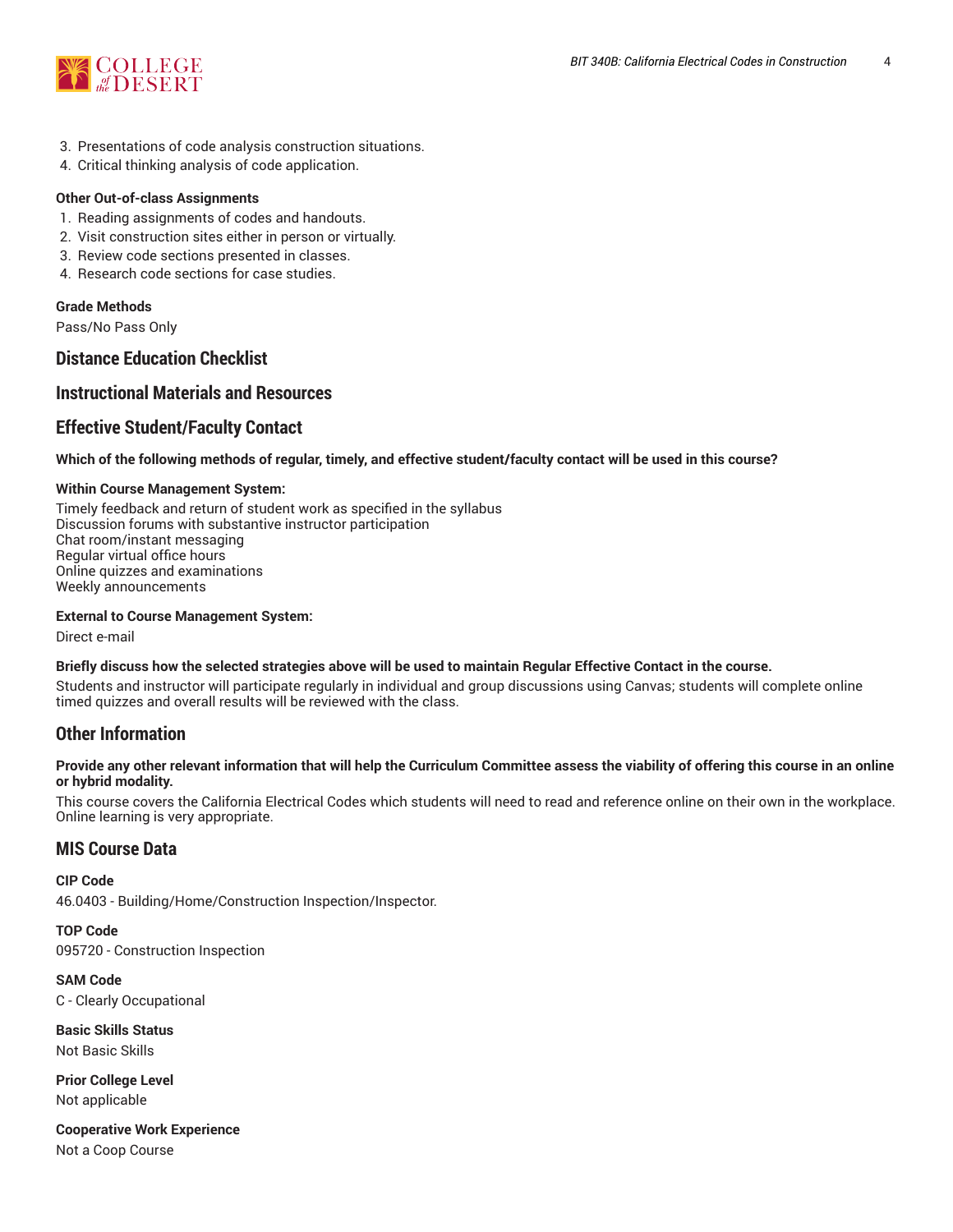3. Presentations of code analysis construction situations.
4. Critical thinking analysis of code application.

**Other Out-of-class Assignments**

1. Reading assignments of codes and handouts.
2. Visit construction sites either in person or virtually.
3. Review code sections presented in classes.
4. Research code sections for case studies.

**Grade Methods**

Pass/No Pass Only

## Distance Education Checklist

## Instructional Materials and Resources

## Effective Student/Faculty Contact

**Which of the following methods of regular, timely, and effective student/faculty contact will be used in this course?**

**Within Course Management System:**

Timely feedback and return of student work as specified in the syllabus
Discussion forums with substantive instructor participation
Chat room/instant messaging
Regular virtual office hours
Online quizzes and examinations
Weekly announcements

**External to Course Management System:**

Direct e-mail

**Briefly discuss how the selected strategies above will be used to maintain Regular Effective Contact in the course.**

Students and instructor will participate regularly in individual and group discussions using Canvas; students will complete online timed quizzes and overall results will be reviewed with the class.

## Other Information

**Provide any other relevant information that will help the Curriculum Committee assess the viability of offering this course in an online or hybrid modality.**

This course covers the California Electrical Codes which students will need to read and reference online on their own in the workplace. Online learning is very appropriate.

## MIS Course Data

**CIP Code**

46.0403 - Building/Home/Construction Inspection/Inspector.

**TOP Code**

095720 - Construction Inspection

**SAM Code**

C - Clearly Occupational

**Basic Skills Status**

Not Basic Skills

**Prior College Level**

Not applicable

**Cooperative Work Experience**

Not a Coop Course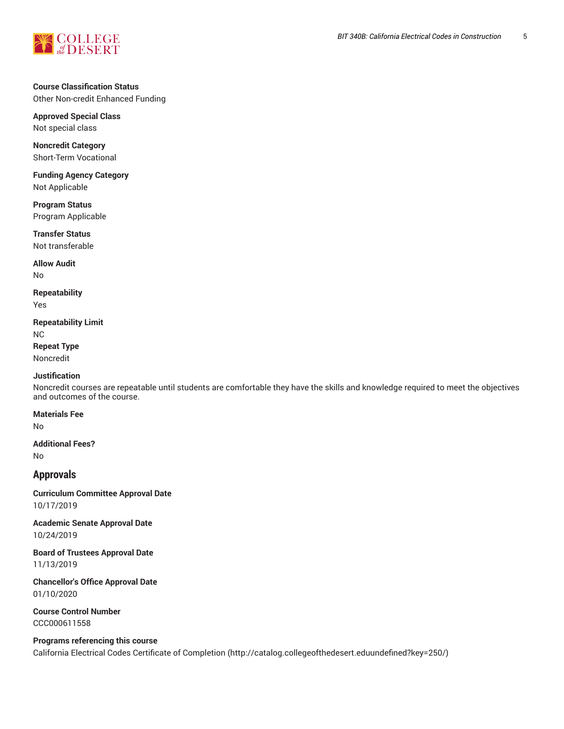**Course Classification Status**
Other Non-credit Enhanced Funding

**Approved Special Class**
Not special class

**Noncredit Category**
Short-Term Vocational

**Funding Agency Category**
Not Applicable

**Program Status**
Program Applicable

**Transfer Status**
Not transferable

**Allow Audit**
No

**Repeatability**
Yes

**Repeatability Limit**
NC

**Repeat Type**
Noncredit

**Justification**
Noncredit courses are repeatable until students are comfortable they have the skills and knowledge required to meet the objectives and outcomes of the course.

**Materials Fee**
No

**Additional Fees?**
No

## Approvals

**Curriculum Committee Approval Date**
10/17/2019

**Academic Senate Approval Date**
10/24/2019

**Board of Trustees Approval Date**
11/13/2019

**Chancellor's Office Approval Date**
01/10/2020

**Course Control Number**
CCC000611558

**Programs referencing this course**
California Electrical Codes Certificate of Completion (http://catalog.collegeofthedesert.eduundefined?key=250/)